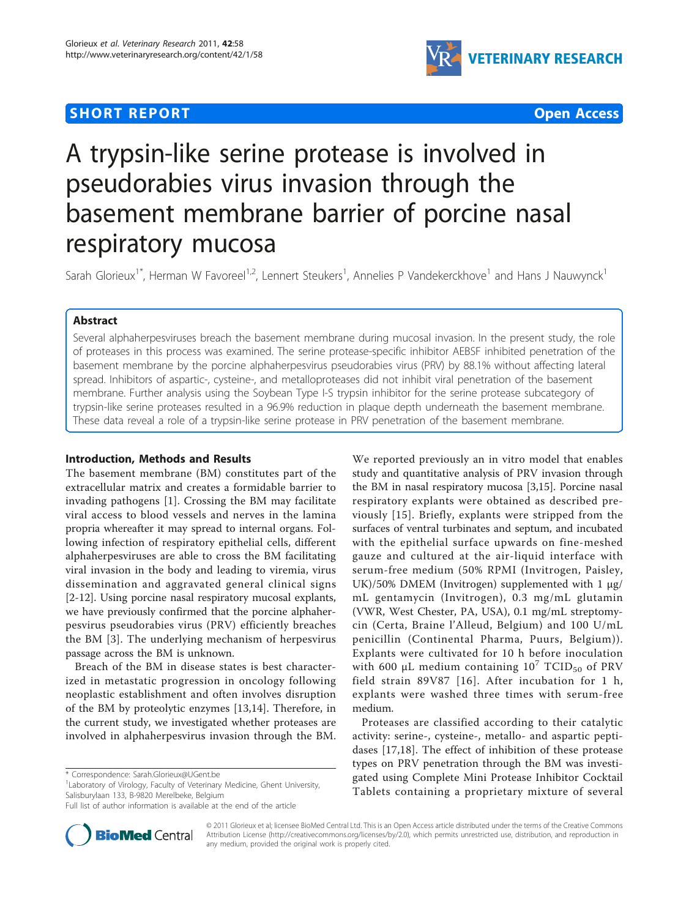**SHORT REPORT** **Open Access**

# A trypsin-like serine protease is involved in pseudorabies virus invasion through the basement membrane barrier of porcine nasal respiratory mucosa

Sarah Glorieux[1*], Herman W Favoreel[1,2], Lennert Steukers[1], Annelies P Vandekerckhove[1] and Hans J Nauwynck[1]

## Abstract

Several alphaherpesviruses breach the basement membrane during mucosal invasion. In the present study, the role of proteases in this process was examined. The serine protease-specific inhibitor AEBSF inhibited penetration of the basement membrane by the porcine alphaherpesvirus pseudorabies virus (PRV) by 88.1% without affecting lateral spread. Inhibitors of aspartic-, cysteine-, and metalloproteases did not inhibit viral penetration of the basement membrane. Further analysis using the Soybean Type I-S trypsin inhibitor for the serine protease subcategory of trypsin-like serine proteases resulted in a 96.9% reduction in plaque depth underneath the basement membrane. These data reveal a role of a trypsin-like serine protease in PRV penetration of the basement membrane.

## Introduction, Methods and Results

The basement membrane (BM) constitutes part of the extracellular matrix and creates a formidable barrier to invading pathogens [1]. Crossing the BM may facilitate viral access to blood vessels and nerves in the lamina propria whereafter it may spread to internal organs. Following infection of respiratory epithelial cells, different alphaherpesviruses are able to cross the BM facilitating viral invasion in the body and leading to viremia, virus dissemination and aggravated general clinical signs [2-12]. Using porcine nasal respiratory mucosal explants, we have previously confirmed that the porcine alphaherpesvirus pseudorabies virus (PRV) efficiently breaches the BM [3]. The underlying mechanism of herpesvirus passage across the BM is unknown.

Breach of the BM in disease states is best characterized in metastatic progression in oncology following neoplastic establishment and often involves disruption of the BM by proteolytic enzymes [13,14]. Therefore, in the current study, we investigated whether proteases are involved in alphaherpesvirus invasion through the BM.

We reported previously an in vitro model that enables study and quantitative analysis of PRV invasion through the BM in nasal respiratory mucosa [3,15]. Porcine nasal respiratory explants were obtained as described previously [15]. Briefly, explants were stripped from the surfaces of ventral turbinates and septum, and incubated with the epithelial surface upwards on fine-meshed gauze and cultured at the air-liquid interface with serum-free medium (50% RPMI (Invitrogen, Paisley, UK)/50% DMEM (Invitrogen) supplemented with 1 μg/mL gentamycin (Invitrogen), 0.3 mg/mL glutamin (VWR, West Chester, PA, USA), 0.1 mg/mL streptomycin (Certa, Braine l'Alleud, Belgium) and 100 U/mL penicillin (Continental Pharma, Puurs, Belgium)). Explants were cultivated for 10 h before inoculation with 600 μL medium containing $10^7$ $TCID_{50}$ of PRV field strain 89V87 [16]. After incubation for 1 h, explants were washed three times with serum-free medium.

Proteases are classified according to their catalytic activity: serine-, cysteine-, metallo- and aspartic peptidases [17,18]. The effect of inhibition of these protease types on PRV penetration through the BM was investigated using Complete Mini Protease Inhibitor Cocktail Tablets containing a proprietary mixture of several

\* Correspondence: Sarah.Glorieux@UGent.be
[1]Laboratory of Virology, Faculty of Veterinary Medicine, Ghent University, Salisburylaan 133, B-9820 Merelbeke, Belgium
Full list of author information is available at the end of the article

© 2011 Glorieux et al; licensee BioMed Central Ltd. This is an Open Access article distributed under the terms of the Creative Commons Attribution License (http://creativecommons.org/licenses/by/2.0), which permits unrestricted use, distribution, and reproduction in any medium, provided the original work is properly cited.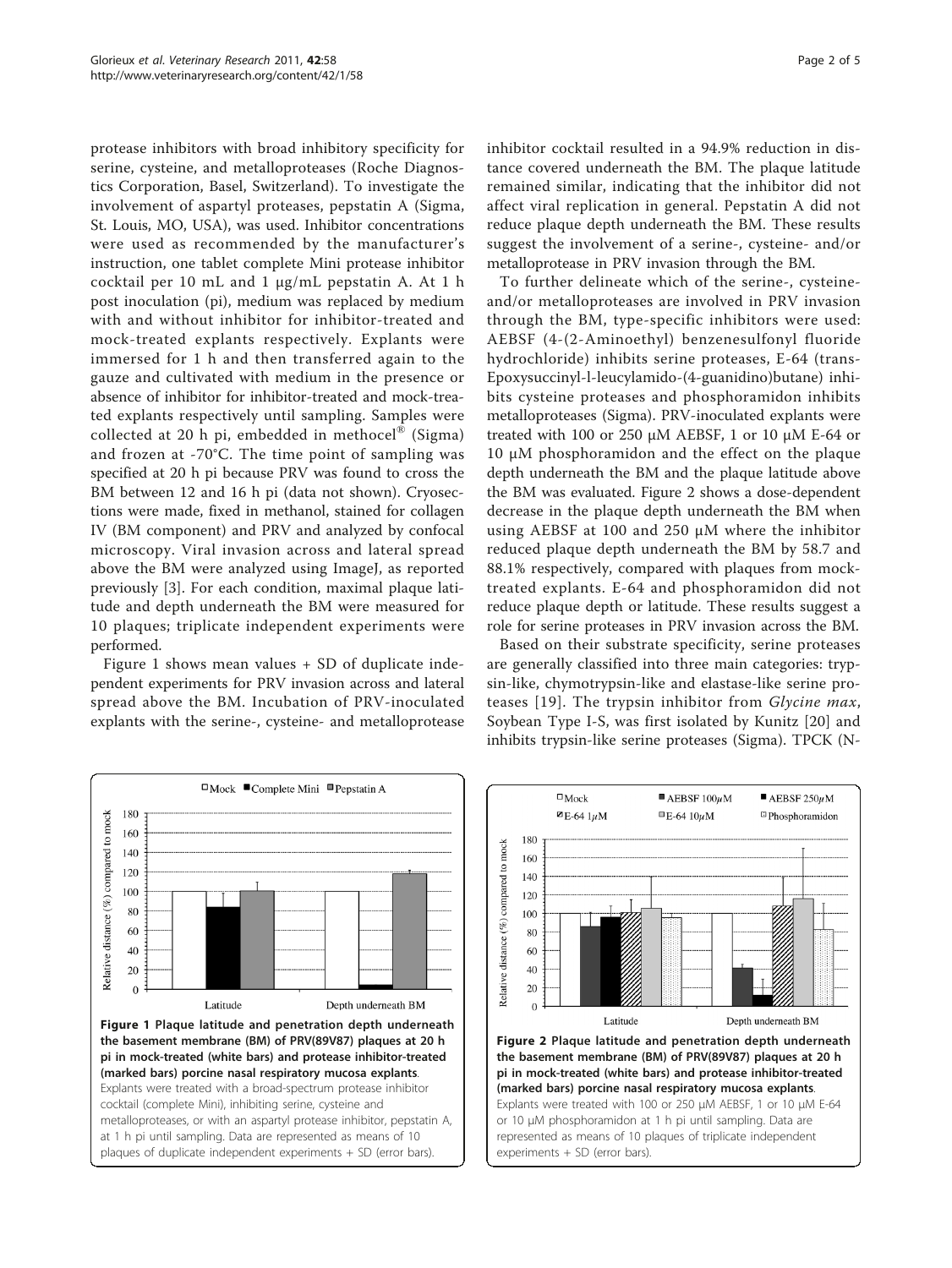protease inhibitors with broad inhibitory specificity for serine, cysteine, and metalloproteases (Roche Diagnostics Corporation, Basel, Switzerland). To investigate the involvement of aspartyl proteases, pepstatin A (Sigma, St. Louis, MO, USA), was used. Inhibitor concentrations were used as recommended by the manufacturer's instruction, one tablet complete Mini protease inhibitor cocktail per 10 mL and 1 μg/mL pepstatin A. At 1 h post inoculation (pi), medium was replaced by medium with and without inhibitor for inhibitor-treated and mock-treated explants respectively. Explants were immersed for 1 h and then transferred again to the gauze and cultivated with medium in the presence or absence of inhibitor for inhibitor-treated and mock-treated explants respectively until sampling. Samples were collected at 20 h pi, embedded in methocel® (Sigma) and frozen at -70°C. The time point of sampling was specified at 20 h pi because PRV was found to cross the BM between 12 and 16 h pi (data not shown). Cryosections were made, fixed in methanol, stained for collagen IV (BM component) and PRV and analyzed by confocal microscopy. Viral invasion across and lateral spread above the BM were analyzed using ImageJ, as reported previously [3]. For each condition, maximal plaque latitude and depth underneath the BM were measured for 10 plaques; triplicate independent experiments were performed.

Figure 1 shows mean values + SD of duplicate independent experiments for PRV invasion across and lateral spread above the BM. Incubation of PRV-inoculated explants with the serine-, cysteine- and metalloprotease inhibitor cocktail resulted in a 94.9% reduction in distance covered underneath the BM. The plaque latitude remained similar, indicating that the inhibitor did not affect viral replication in general. Pepstatin A did not reduce plaque depth underneath the BM. These results suggest the involvement of a serine-, cysteine- and/or metalloprotease in PRV invasion through the BM.

To further delineate which of the serine-, cysteine- and/or metalloproteases are involved in PRV invasion through the BM, type-specific inhibitors were used: AEBSF (4-(2-Aminoethyl) benzenesulfonyl fluoride hydrochloride) inhibits serine proteases, E-64 (trans-Epoxysuccinyl-l-leucylamido-(4-guanidino)butane) inhibits cysteine proteases and phosphoramidon inhibits metalloproteases (Sigma). PRV-inoculated explants were treated with 100 or 250 μM AEBSF, 1 or 10 μM E-64 or 10 μM phosphoramidon and the effect on the plaque depth underneath the BM and the plaque latitude above the BM was evaluated. Figure 2 shows a dose-dependent decrease in the plaque depth underneath the BM when using AEBSF at 100 and 250 μM where the inhibitor reduced plaque depth underneath the BM by 58.7 and 88.1% respectively, compared with plaques from mock-treated explants. E-64 and phosphoramidon did not reduce plaque depth or latitude. These results suggest a role for serine proteases in PRV invasion across the BM.

Based on their substrate specificity, serine proteases are generally classified into three main categories: trypsin-like, chymotrypsin-like and elastase-like serine proteases [19]. The trypsin inhibitor from *Glycine max*, Soybean Type I-S, was first isolated by Kunitz [20] and inhibits trypsin-like serine proteases (Sigma). TPCK (N-

**Figure 1 Plaque latitude and penetration depth underneath the basement membrane (BM) of PRV(89V87) plaques at 20 h pi in mock-treated (white bars) and protease inhibitor-treated (marked bars) porcine nasal respiratory mucosa explants**. Explants were treated with a broad-spectrum protease inhibitor cocktail (complete Mini), inhibiting serine, cysteine and metalloproteases, or with an aspartyl protease inhibitor, pepstatin A, at 1 h pi until sampling. Data are represented as means of 10 plaques of duplicate independent experiments + SD (error bars).

**Figure 2 Plaque latitude and penetration depth underneath the basement membrane (BM) of PRV(89V87) plaques at 20 h pi in mock-treated (white bars) and protease inhibitor-treated (marked bars) porcine nasal respiratory mucosa explants**. Explants were treated with 100 or 250 μM AEBSF, 1 or 10 μM E-64 or 10 μM phosphoramidon at 1 h pi until sampling. Data are represented as means of 10 plaques of triplicate independent experiments + SD (error bars).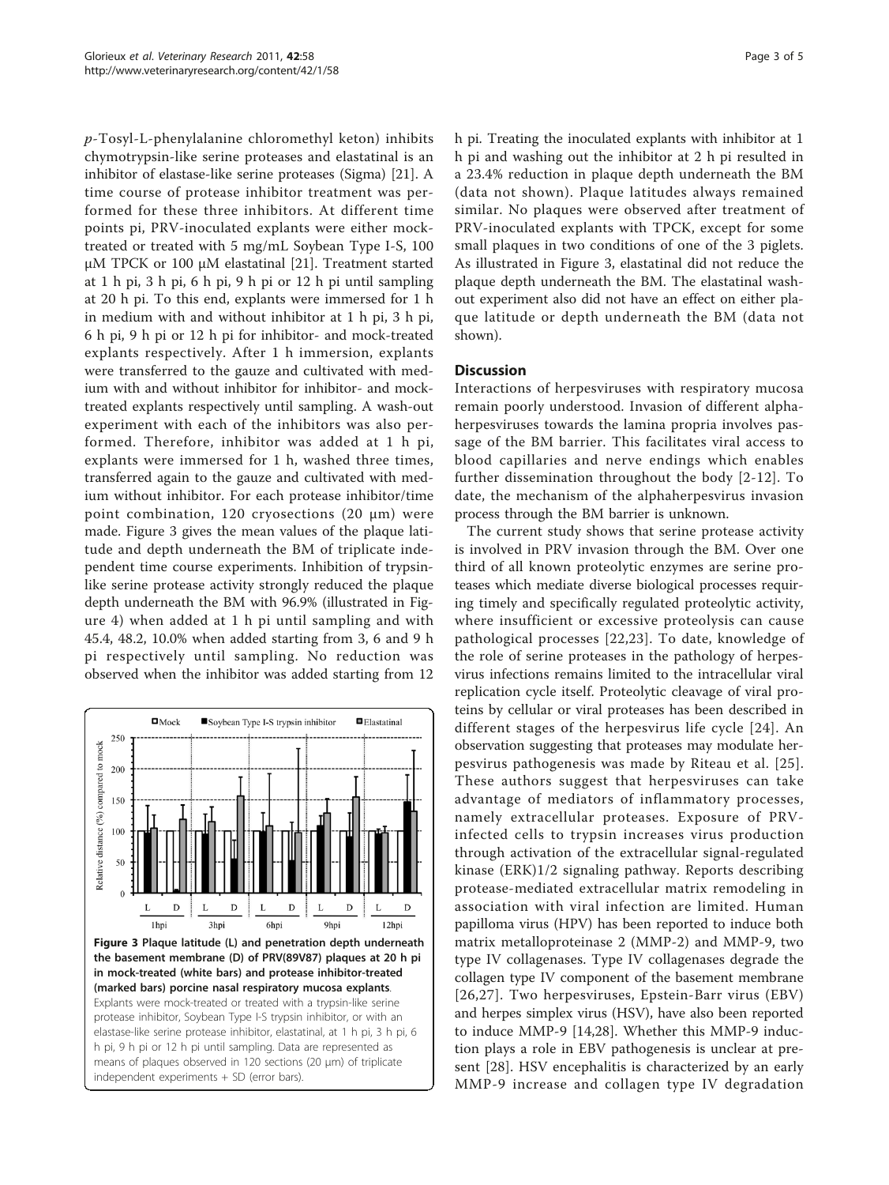*p*-Tosyl-L-phenylalanine chloromethyl keton) inhibits chymotrypsin-like serine proteases and elastatinal is an inhibitor of elastase-like serine proteases (Sigma) [21]. A time course of protease inhibitor treatment was performed for these three inhibitors. At different time points pi, PRV-inoculated explants were either mock-treated or treated with 5 mg/mL Soybean Type I-S, 100 μM TPCK or 100 μM elastatinal [21]. Treatment started at 1 h pi, 3 h pi, 6 h pi, 9 h pi or 12 h pi until sampling at 20 h pi. To this end, explants were immersed for 1 h in medium with and without inhibitor at 1 h pi, 3 h pi, 6 h pi, 9 h pi or 12 h pi for inhibitor- and mock-treated explants respectively. After 1 h immersion, explants were transferred to the gauze and cultivated with medium with and without inhibitor for inhibitor- and mock-treated explants respectively until sampling. A wash-out experiment with each of the inhibitors was also performed. Therefore, inhibitor was added at 1 h pi, explants were immersed for 1 h, washed three times, transferred again to the gauze and cultivated with medium without inhibitor. For each protease inhibitor/time point combination, 120 cryosections (20 μm) were made. Figure 3 gives the mean values of the plaque latitude and depth underneath the BM of triplicate independent time course experiments. Inhibition of trypsin-like serine protease activity strongly reduced the plaque depth underneath the BM with 96.9% (illustrated in Figure 4) when added at 1 h pi until sampling and with 45.4, 48.2, 10.0% when added starting from 3, 6 and 9 h pi respectively until sampling. No reduction was observed when the inhibitor was added starting from 12 h pi. Treating the inoculated explants with inhibitor at 1 h pi and washing out the inhibitor at 2 h pi resulted in a 23.4% reduction in plaque depth underneath the BM (data not shown). Plaque latitudes always remained similar. No plaques were observed after treatment of PRV-inoculated explants with TPCK, except for some small plaques in two conditions of one of the 3 piglets. As illustrated in Figure 3, elastatinal did not reduce the plaque depth underneath the BM. The elastatinal wash-out experiment also did not have an effect on either plaque latitude or depth underneath the BM (data not shown).

**Figure 3 Plaque latitude (L) and penetration depth underneath the basement membrane (D) of PRV(89V87) plaques at 20 h pi in mock-treated (white bars) and protease inhibitor-treated (marked bars) porcine nasal respiratory mucosa explants**. Explants were mock-treated or treated with a trypsin-like serine protease inhibitor, Soybean Type I-S trypsin inhibitor, or with an elastase-like serine protease inhibitor, elastatinal, at 1 h pi, 3 h pi, 6 h pi, 9 h pi or 12 h pi until sampling. Data are represented as means of plaques observed in 120 sections (20 μm) of triplicate independent experiments + SD (error bars).

## Discussion

Interactions of herpesviruses with respiratory mucosa remain poorly understood. Invasion of different alphaherpesviruses towards the lamina propria involves passage of the BM barrier. This facilitates viral access to blood capillaries and nerve endings which enables further dissemination throughout the body [2-12]. To date, the mechanism of the alphaherpesvirus invasion process through the BM barrier is unknown.

The current study shows that serine protease activity is involved in PRV invasion through the BM. Over one third of all known proteolytic enzymes are serine proteases which mediate diverse biological processes requiring timely and specifically regulated proteolytic activity, where insufficient or excessive proteolysis can cause pathological processes [22,23]. To date, knowledge of the role of serine proteases in the pathology of herpesvirus infections remains limited to the intracellular viral replication cycle itself. Proteolytic cleavage of viral proteins by cellular or viral proteases has been described in different stages of the herpesvirus life cycle [24]. An observation suggesting that proteases may modulate herpesvirus pathogenesis was made by Riteau et al. [25]. These authors suggest that herpesviruses can take advantage of mediators of inflammatory processes, namely extracellular proteases. Exposure of PRV-infected cells to trypsin increases virus production through activation of the extracellular signal-regulated kinase (ERK)1/2 signaling pathway. Reports describing protease-mediated extracellular matrix remodeling in association with viral infection are limited. Human papilloma virus (HPV) has been reported to induce both matrix metalloproteinase 2 (MMP-2) and MMP-9, two type IV collagenases. Type IV collagenases degrade the collagen type IV component of the basement membrane [26,27]. Two herpesviruses, Epstein-Barr virus (EBV) and herpes simplex virus (HSV), have also been reported to induce MMP-9 [14,28]. Whether this MMP-9 induction plays a role in EBV pathogenesis is unclear at present [28]. HSV encephalitis is characterized by an early MMP-9 increase and collagen type IV degradation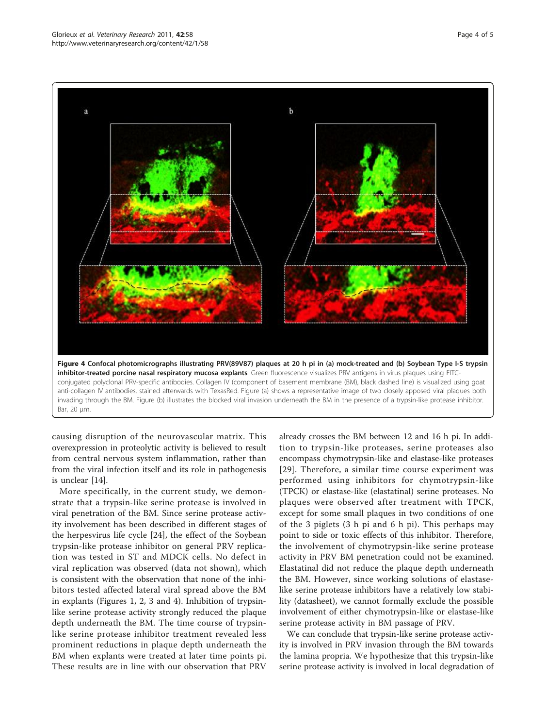**Figure 4 Confocal photomicrographs illustrating PRV(89V87) plaques at 20 h pi in (a) mock-treated and (b) Soybean Type I-S trypsin inhibitor-treated porcine nasal respiratory mucosa explants**. Green fluorescence visualizes PRV antigens in virus plaques using FITC-conjugated polyclonal PRV-specific antibodies. Collagen IV (component of basement membrane (BM), black dashed line) is visualized using goat anti-collagen IV antibodies, stained afterwards with TexasRed. Figure (a) shows a representative image of two closely apposed viral plaques both invading through the BM. Figure (b) illustrates the blocked viral invasion underneath the BM in the presence of a trypsin-like protease inhibitor. Bar, 20 μm.

causing disruption of the neurovascular matrix. This overexpression in proteolytic activity is believed to result from central nervous system inflammation, rather than from the viral infection itself and its role in pathogenesis is unclear [14].

More specifically, in the current study, we demonstrate that a trypsin-like serine protease is involved in viral penetration of the BM. Since serine protease activity involvement has been described in different stages of the herpesvirus life cycle [24], the effect of the Soybean trypsin-like protease inhibitor on general PRV replication was tested in ST and MDCK cells. No defect in viral replication was observed (data not shown), which is consistent with the observation that none of the inhibitors tested affected lateral viral spread above the BM in explants (Figures 1, 2, 3 and 4). Inhibition of trypsin-like serine protease activity strongly reduced the plaque depth underneath the BM. The time course of trypsin-like serine protease inhibitor treatment revealed less prominent reductions in plaque depth underneath the BM when explants were treated at later time points pi. These results are in line with our observation that PRV already crosses the BM between 12 and 16 h pi. In addition to trypsin-like proteases, serine proteases also encompass chymotrypsin-like and elastase-like proteases [29]. Therefore, a similar time course experiment was performed using inhibitors for chymotrypsin-like (TPCK) or elastase-like (elastatinal) serine proteases. No plaques were observed after treatment with TPCK, except for some small plaques in two conditions of one of the 3 piglets (3 h pi and 6 h pi). This perhaps may point to side or toxic effects of this inhibitor. Therefore, the involvement of chymotrypsin-like serine protease activity in PRV BM penetration could not be examined. Elastatinal did not reduce the plaque depth underneath the BM. However, since working solutions of elastase-like serine protease inhibitors have a relatively low stability (datasheet), we cannot formally exclude the possible involvement of either chymotrypsin-like or elastase-like serine protease activity in BM passage of PRV.

We can conclude that trypsin-like serine protease activity is involved in PRV invasion through the BM towards the lamina propria. We hypothesize that this trypsin-like serine protease activity is involved in local degradation of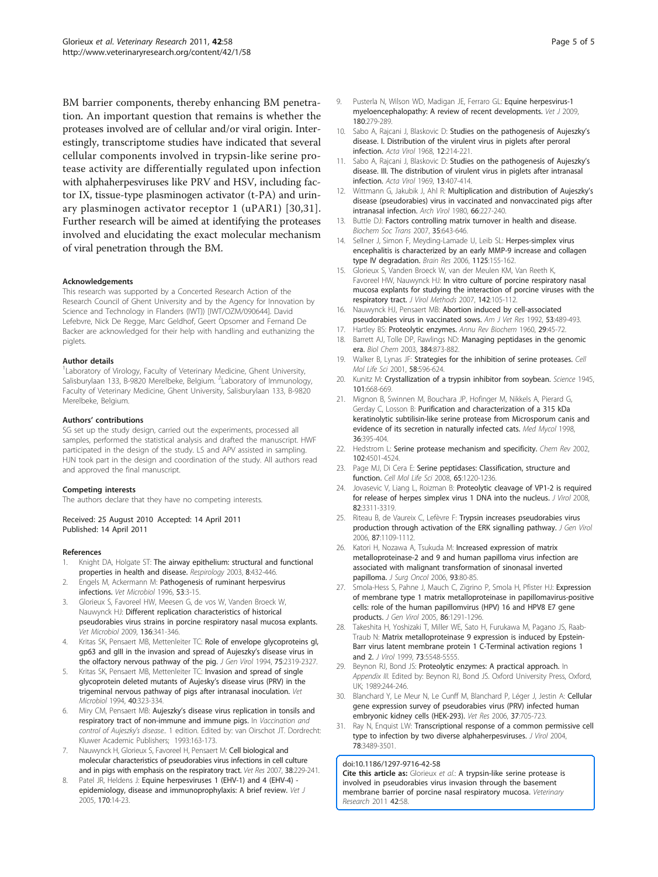BM barrier components, thereby enhancing BM penetration. An important question that remains is whether the proteases involved are of cellular and/or viral origin. Interestingly, transcriptome studies have indicated that several cellular components involved in trypsin-like serine protease activity are differentially regulated upon infection with alphaherpesviruses like PRV and HSV, including factor IX, tissue-type plasminogen activator (t-PA) and urinary plasminogen activator receptor 1 (uPAR1) [30,31]. Further research will be aimed at identifying the proteases involved and elucidating the exact molecular mechanism of viral penetration through the BM.

#### Acknowledgements

This research was supported by a Concerted Research Action of the Research Council of Ghent University and by the Agency for Innovation by Science and Technology in Flanders (IWT) [IWT/OZM/090644]. David Lefebvre, Nick De Regge, Marc Geldhof, Geert Opsomer and Fernand De Backer are acknowledged for their help with handling and euthanizing the piglets.

#### Author details

[1]Laboratory of Virology, Faculty of Veterinary Medicine, Ghent University, Salisburylaan 133, B-9820 Merelbeke, Belgium. [2]Laboratory of Immunology, Faculty of Veterinary Medicine, Ghent University, Salisburylaan 133, B-9820 Merelbeke, Belgium.

#### Authors' contributions

SG set up the study design, carried out the experiments, processed all samples, performed the statistical analysis and drafted the manuscript. HWF participated in the design of the study. LS and APV assisted in sampling. HJN took part in the design and coordination of the study. All authors read and approved the final manuscript.

#### Competing interests

The authors declare that they have no competing interests.

Received: 25 August 2010 Accepted: 14 April 2011
Published: 14 April 2011

#### References

1. Knight DA, Holgate ST: The airway epithelium: structural and functional properties in health and disease. *Respirology* 2003, 8:432-446.
2. Engels M, Ackermann M: Pathogenesis of ruminant herpesvirus infections. *Vet Microbiol* 1996, 53:3-15.
3. Glorieux S, Favoreel HW, Meesen G, de vos W, Vanden Broeck W, Nauwynck HJ: Different replication characteristics of historical pseudorabies virus strains in porcine respiratory nasal mucosa explants. *Vet Microbiol* 2009, 136:341-346.
4. Kritas SK, Pensaert MB, Mettenleiter TC: Role of envelope glycoproteins gI, gp63 and gIII in the invasion and spread of Aujeszky's disease virus in the olfactory nervous pathway of the pig. *J Gen Virol* 1994, 75:2319-2327.
5. Kritas SK, Pensaert MB, Mettenleiter TC: Invasion and spread of single glycoprotein deleted mutants of Aujesky's disease virus (PRV) in the trigeminal nervous pathway of pigs after intranasal inoculation. *Vet Microbiol* 1994, 40:323-334.
6. Miry CM, Pensaert MB: Aujeszky's disease virus replication in tonsils and respiratory tract of non-immune and immune pigs. In *Vaccination and control of Aujeszky's disease.* 1 edition. Edited by: van Oirschot JT. Dordrecht: Kluwer Academic Publishers; 1993:163-173.
7. Nauwynck H, Glorieux S, Favoreel H, Pensaert M: Cell biological and molecular characteristics of pseudorabies virus infections in cell culture and in pigs with emphasis on the respiratory tract. *Vet Res* 2007, 38:229-241.
8. Patel JR, Heldens J: Equine herpesviruses 1 (EHV-1) and 4 (EHV-4) - epidemiology, disease and immunoprophylaxis: A brief review. *Vet J* 2005, 170:14-23.
9. Pusterla N, Wilson WD, Madigan JE, Ferraro GL: Equine herpesvirus-1 myeloencephalopathy: A review of recent developments. *Vet J* 2009, 180:279-289.
10. Sabo A, Rajcani J, Blaskovic D: Studies on the pathogenesis of Aujeszky's disease. I. Distribution of the virulent virus in piglets after peroral infection. *Acta Virol* 1968, 12:214-221.
11. Sabo A, Rajcani J, Blaskovic D: Studies on the pathogenesis of Aujeszky's disease. III. The distribution of virulent virus in piglets after intranasal infection. *Acta Virol* 1969, 13:407-414.
12. Wittmann G, Jakubik J, Ahl R: Multiplication and distribution of Aujeszky's disease (pseudorabies) virus in vaccinated and nonvaccinated pigs after intranasal infection. *Arch Virol* 1980, 66:227-240.
13. Buttle DJ: Factors controlling matrix turnover in health and disease. *Biochem Soc Trans* 2007, 35:643-646.
14. Sellner J, Simon F, Meyding-Lamade U, Leib SL: Herpes-simplex virus encephalitis is characterized by an early MMP-9 increase and collagen type IV degradation. *Brain Res* 2006, 1125:155-162.
15. Glorieux S, Vanden Broeck W, van der Meulen KM, Van Reeth K, Favoreel HW, Nauwynck HJ: In vitro culture of porcine respiratory nasal mucosa explants for studying the interaction of porcine viruses with the respiratory tract. *J Virol Methods* 2007, 142:105-112.
16. Nauwynck HJ, Pensaert MB: Abortion induced by cell-associated pseudorabies virus in vaccinated sows. *Am J Vet Res* 1992, 53:489-493.
17. Hartley BS: Proteolytic enzymes. *Annu Rev Biochem* 1960, 29:45-72.
18. Barrett AJ, Tolle DP, Rawlings ND: Managing peptidases in the genomic era. *Biol Chem* 2003, 384:873-882.
19. Walker B, Lynas JF: Strategies for the inhibition of serine proteases. *Cell Mol Life Sci* 2001, 58:596-624.
20. Kunitz M: Crystallization of a trypsin inhibitor from soybean. *Science* 1945, 101:668-669.
21. Mignon B, Swinnen M, Bouchara JP, Hofinger M, Nikkels A, Pierard G, Gerday C, Losson B: Purification and characterization of a 315 kDa keratinolytic subtilisin-like serine protease from Microsporum canis and evidence of its secretion in naturally infected cats. *Med Mycol* 1998, 36:395-404.
22. Hedstrom L: Serine protease mechanism and specificity. *Chem Rev* 2002, 102:4501-4524.
23. Page MJ, Di Cera E: Serine peptidases: Classification, structure and function. *Cell Mol Life Sci* 2008, 65:1220-1236.
24. Jovasevic V, Liang L, Roizman B: Proteolytic cleavage of VP1-2 is required for release of herpes simplex virus 1 DNA into the nucleus. *J Virol* 2008, 82:3311-3319.
25. Riteau B, de Vaureix C, Lefèvre F: Trypsin increases pseudorabies virus production through activation of the ERK signalling pathway. *J Gen Virol* 2006, 87:1109-1112.
26. Katori H, Nozawa A, Tsukuda M: Increased expression of matrix metalloproteinase-2 and 9 and human papilloma virus infection are associated with malignant transformation of sinonasal inverted papilloma. *J Surg Oncol* 2006, 93:80-85.
27. Smola-Hess S, Pahne J, Mauch C, Zigrino P, Smola H, Pfister HJ: Expression of membrane type 1 matrix metalloproteinase in papillomavirus-positive cells: role of the human papillomvirus (HPV) 16 and HPV8 E7 gene products. *J Gen Virol* 2005, 86:1291-1296.
28. Takeshita H, Yoshizaki T, Miller WE, Sato H, Furukawa M, Pagano JS, Raab-Traub N: Matrix metalloproteinase 9 expression is induced by Epstein-Barr virus latent membrane protein 1 C-Terminal activation regions 1 and 2. *J Virol* 1999, 73:5548-5555.
29. Beynon RJ, Bond JS: Proteolytic enzymes: A practical approach. In *Appendix III.* Edited by: Beynon RJ, Bond JS. Oxford University Press, Oxford, UK; 1989:244-246.
30. Blanchard Y, Le Meur N, Le Cunff M, Blanchard P, Léger J, Jestin A: Cellular gene expression survey of pseudorabies virus (PRV) infected human embryonic kidney cells (HEK-293). *Vet Res* 2006, 37:705-723.
31. Ray N, Enquist LW: Transcriptional response of a common permissive cell type to infection by two diverse alphaherpesviruses. *J Virol* 2004, 78:3489-3501.

doi:10.1186/1297-9716-42-58

**Cite this article as:** Glorieux *et al.*: A trypsin-like serine protease is involved in pseudorabies virus invasion through the basement membrane barrier of porcine nasal respiratory mucosa. *Veterinary Research* 2011 42:58.